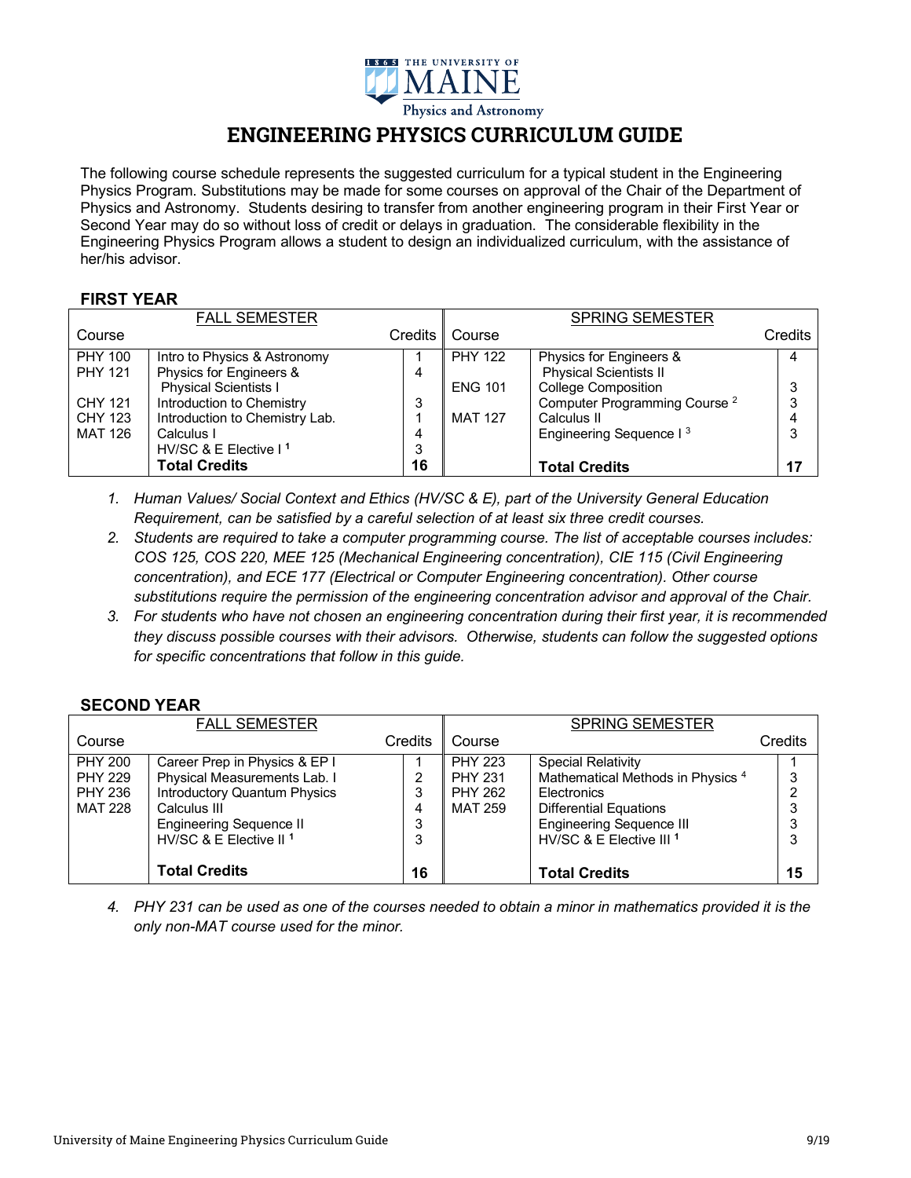THE UNIVERSITY OF MAINE

Physics and Astronomy

# ENGINEERING PHYSICS CURRICULUM GUIDE

The following course schedule represents the suggested curriculum for a typical student in the Engineering Physics Program. Substitutions may be made for some courses on approval of the Chair of the Department of Physics and Astronomy. Students desiring to transfer from another engineering program in their First Year or Second Year may do so without loss of credit or delays in graduation. The considerable flexibility in the Engineering Physics Program allows a student to design an individualized curriculum, with the assistance of her/his advisor.

## FIRST YEAR

| FALL SEMESTER | | | SPRING SEMESTER | | |
|---|---|---|---|---|---|
| Course | | Credits | Course | | Credits |
| PHY 100 | Intro to Physics & Astronomy | 1 | PHY 122 | Physics for Engineers & Physical Scientists II | 4 |
| PHY 121 | Physics for Engineers & Physical Scientists I | 4 | ENG 101 | College Composition | 3 |
| CHY 121 | Introduction to Chemistry | 3 | | Computer Programming Course [2] | 3 |
| CHY 123 | Introduction to Chemistry Lab. | 1 | MAT 127 | Calculus II | 4 |
| MAT 126 | Calculus I | 4 | | Engineering Sequence I [3] | 3 |
| | HV/SC & E Elective I [1] | 3 | | | |
| | **Total Credits** | **16** | | **Total Credits** | **17** |

1. *Human Values/ Social Context and Ethics (HV/SC & E), part of the University General Education Requirement, can be satisfied by a careful selection of at least six three credit courses.*
2. *Students are required to take a computer programming course. The list of acceptable courses includes: COS 125, COS 220, MEE 125 (Mechanical Engineering concentration), CIE 115 (Civil Engineering concentration), and ECE 177 (Electrical or Computer Engineering concentration). Other course substitutions require the permission of the engineering concentration advisor and approval of the Chair.*
3. *For students who have not chosen an engineering concentration during their first year, it is recommended they discuss possible courses with their advisors. Otherwise, students can follow the suggested options for specific concentrations that follow in this guide.*

## SECOND YEAR

| FALL SEMESTER | | | SPRING SEMESTER | | |
|---|---|---|---|---|---|
| Course | | Credits | Course | | Credits |
| PHY 200 | Career Prep in Physics & EP I | 1 | PHY 223 | Special Relativity | 1 |
| PHY 229 | Physical Measurements Lab. I | 2 | PHY 231 | Mathematical Methods in Physics [4] | 3 |
| PHY 236 | Introductory Quantum Physics | 3 | PHY 262 | Electronics | 2 |
| MAT 228 | Calculus III | 4 | MAT 259 | Differential Equations | 3 |
| | Engineering Sequence II | 3 | | Engineering Sequence III | 3 |
| | HV/SC & E Elective II [1] | 3 | | HV/SC & E Elective III [1] | 3 |
| | **Total Credits** | **16** | | **Total Credits** | **15** |

4. *PHY 231 can be used as one of the courses needed to obtain a minor in mathematics provided it is the only non-MAT course used for the minor.*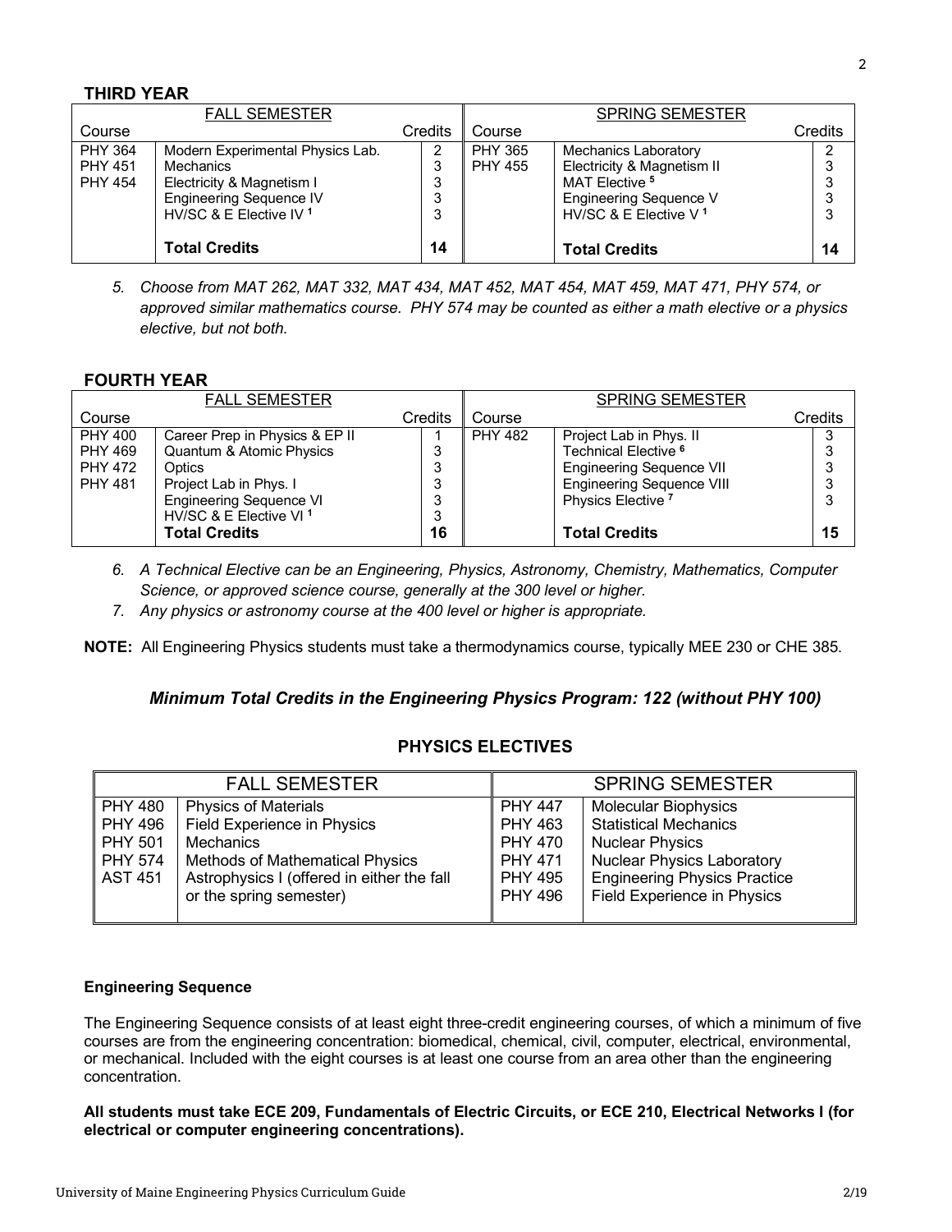## THIRD YEAR

| FALL SEMESTER | | | SPRING SEMESTER | | |
|---|---|---|---|---|---|
| Course | | Credits | Course | | Credits |
| PHY 364 | Modern Experimental Physics Lab. | 2 | PHY 365 | Mechanics Laboratory | 2 |
| PHY 451 | Mechanics | 3 | PHY 455 | Electricity & Magnetism II | 3 |
| PHY 454 | Electricity & Magnetism I | 3 | | MAT Elective [5] | 3 |
| | Engineering Sequence IV | 3 | | Engineering Sequence V | 3 |
| | HV/SC & E Elective IV [1] | 3 | | HV/SC & E Elective V [1] | 3 |
| | **Total Credits** | **14** | | **Total Credits** | **14** |

5. *Choose from MAT 262, MAT 332, MAT 434, MAT 452, MAT 454, MAT 459, MAT 471, PHY 574, or approved similar mathematics course. PHY 574 may be counted as either a math elective or a physics elective, but not both.*

## FOURTH YEAR

| FALL SEMESTER | | | SPRING SEMESTER | | |
|---|---|---|---|---|---|
| Course | | Credits | Course | | Credits |
| PHY 400 | Career Prep in Physics & EP II | 1 | PHY 482 | Project Lab in Phys. II | 3 |
| PHY 469 | Quantum & Atomic Physics | 3 | | Technical Elective [6] | 3 |
| PHY 472 | Optics | 3 | | Engineering Sequence VII | 3 |
| PHY 481 | Project Lab in Phys. I | 3 | | Engineering Sequence VIII | 3 |
| | Engineering Sequence VI | 3 | | Physics Elective [7] | 3 |
| | HV/SC & E Elective VI [1] | 3 | | | |
| | **Total Credits** | **16** | | **Total Credits** | **15** |

6. *A Technical Elective can be an Engineering, Physics, Astronomy, Chemistry, Mathematics, Computer Science, or approved science course, generally at the 300 level or higher.*
7. *Any physics or astronomy course at the 400 level or higher is appropriate.*

**NOTE:** All Engineering Physics students must take a thermodynamics course, typically MEE 230 or CHE 385.

***Minimum Total Credits in the Engineering Physics Program: 122 (without PHY 100)***

## PHYSICS ELECTIVES

| FALL SEMESTER | | SPRING SEMESTER | |
|---|---|---|---|
| PHY 480 | Physics of Materials | PHY 447 | Molecular Biophysics |
| PHY 496 | Field Experience in Physics | PHY 463 | Statistical Mechanics |
| PHY 501 | Mechanics | PHY 470 | Nuclear Physics |
| PHY 574 | Methods of Mathematical Physics | PHY 471 | Nuclear Physics Laboratory |
| AST 451 | Astrophysics I (offered in either the fall or the spring semester) | PHY 495 | Engineering Physics Practice |
| | | PHY 496 | Field Experience in Physics |

**Engineering Sequence**

The Engineering Sequence consists of at least eight three-credit engineering courses, of which a minimum of five courses are from the engineering concentration: biomedical, chemical, civil, computer, electrical, environmental, or mechanical. Included with the eight courses is at least one course from an area other than the engineering concentration.

**All students must take ECE 209, Fundamentals of Electric Circuits, or ECE 210, Electrical Networks I (for electrical or computer engineering concentrations).**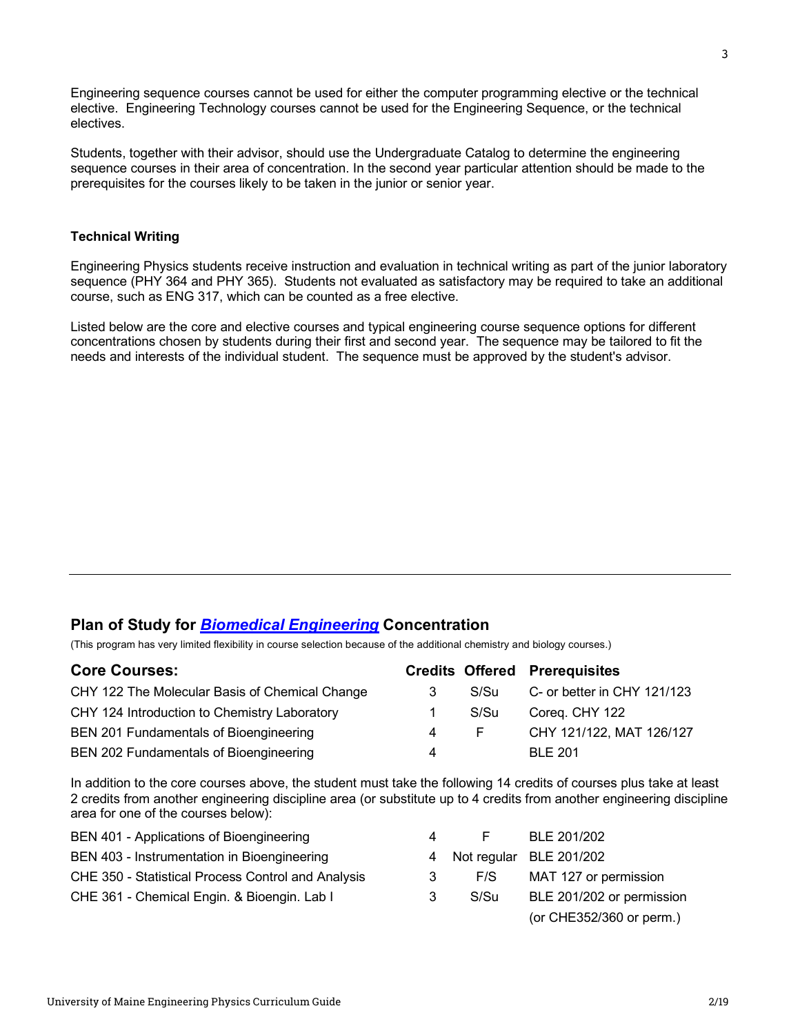Engineering sequence courses cannot be used for either the computer programming elective or the technical elective. Engineering Technology courses cannot be used for the Engineering Sequence, or the technical electives.

Students, together with their advisor, should use the Undergraduate Catalog to determine the engineering sequence courses in their area of concentration. In the second year particular attention should be made to the prerequisites for the courses likely to be taken in the junior or senior year.

### Technical Writing

Engineering Physics students receive instruction and evaluation in technical writing as part of the junior laboratory sequence (PHY 364 and PHY 365). Students not evaluated as satisfactory may be required to take an additional course, such as ENG 317, which can be counted as a free elective.

Listed below are the core and elective courses and typical engineering course sequence options for different concentrations chosen by students during their first and second year. The sequence may be tailored to fit the needs and interests of the individual student. The sequence must be approved by the student's advisor.

---

## Plan of Study for *Biomedical Engineering* Concentration

(This program has very limited flexibility in course selection because of the additional chemistry and biology courses.)

| Core Courses: | Credits | Offered | Prerequisites |
|---|---|---|---|
| CHY 122 The Molecular Basis of Chemical Change | 3 | S/Su | C- or better in CHY 121/123 |
| CHY 124 Introduction to Chemistry Laboratory | 1 | S/Su | Coreq. CHY 122 |
| BEN 201 Fundamentals of Bioengineering | 4 | F | CHY 121/122, MAT 126/127 |
| BEN 202 Fundamentals of Bioengineering | 4 | | BLE 201 |

In addition to the core courses above, the student must take the following 14 credits of courses plus take at least 2 credits from another engineering discipline area (or substitute up to 4 credits from another engineering discipline area for one of the courses below):

| Course | Credits | Offered | Prerequisites |
|---|---|---|---|
| BEN 401 - Applications of Bioengineering | 4 | F | BLE 201/202 |
| BEN 403 - Instrumentation in Bioengineering | 4 | Not regular | BLE 201/202 |
| CHE 350 - Statistical Process Control and Analysis | 3 | F/S | MAT 127 or permission |
| CHE 361 - Chemical Engin. & Bioengin. Lab I | 3 | S/Su | BLE 201/202 or permission (or CHE352/360 or perm.) |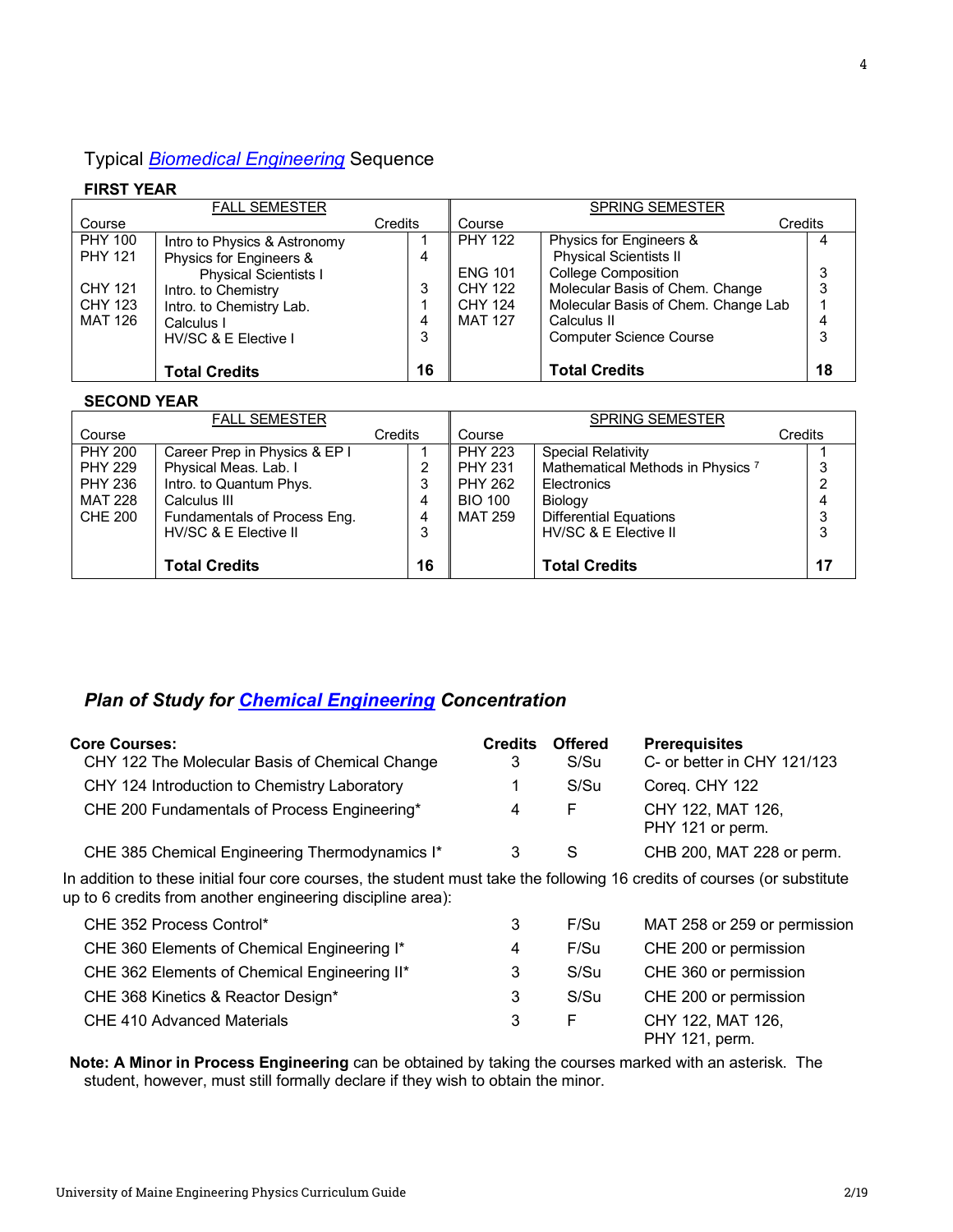## Typical *Biomedical Engineering* Sequence

### FIRST YEAR

| FALL SEMESTER | | | SPRING SEMESTER | | |
|---|---|---|---|---|---|
| Course | | Credits | Course | | Credits |
| PHY 100 | Intro to Physics & Astronomy | 1 | PHY 122 | Physics for Engineers & Physical Scientists II | 4 |
| PHY 121 | Physics for Engineers & Physical Scientists I | 4 | ENG 101 | College Composition | 3 |
| CHY 121 | Intro. to Chemistry | 3 | CHY 122 | Molecular Basis of Chem. Change | 3 |
| CHY 123 | Intro. to Chemistry Lab. | 1 | CHY 124 | Molecular Basis of Chem. Change Lab | 1 |
| MAT 126 | Calculus I | 4 | MAT 127 | Calculus II | 4 |
| | HV/SC & E Elective I | 3 | | Computer Science Course | 3 |
| | **Total Credits** | **16** | | **Total Credits** | **18** |

### SECOND YEAR

| FALL SEMESTER | | | SPRING SEMESTER | | |
|---|---|---|---|---|---|
| Course | | Credits | Course | | Credits |
| PHY 200 | Career Prep in Physics & EP I | 1 | PHY 223 | Special Relativity | 1 |
| PHY 229 | Physical Meas. Lab. I | 2 | PHY 231 | Mathematical Methods in Physics [7] | 3 |
| PHY 236 | Intro. to Quantum Phys. | 3 | PHY 262 | Electronics | 2 |
| MAT 228 | Calculus III | 4 | BIO 100 | Biology | 4 |
| CHE 200 | Fundamentals of Process Eng. | 4 | MAT 259 | Differential Equations | 3 |
| | HV/SC & E Elective II | 3 | | HV/SC & E Elective II | 3 |
| | **Total Credits** | **16** | | **Total Credits** | **17** |

## *Plan of Study for Chemical Engineering Concentration*

| **Core Courses:** | **Credits** | **Offered** | **Prerequisites** |
|---|---|---|---|
| CHY 122 The Molecular Basis of Chemical Change | 3 | S/Su | C- or better in CHY 121/123 |
| CHY 124 Introduction to Chemistry Laboratory | 1 | S/Su | Coreq. CHY 122 |
| CHE 200 Fundamentals of Process Engineering* | 4 | F | CHY 122, MAT 126, PHY 121 or perm. |
| CHE 385 Chemical Engineering Thermodynamics I* | 3 | S | CHB 200, MAT 228 or perm. |

In addition to these initial four core courses, the student must take the following 16 credits of courses (or substitute up to 6 credits from another engineering discipline area):

| Course | Credits | Offered | Prerequisites |
|---|---|---|---|
| CHE 352 Process Control* | 3 | F/Su | MAT 258 or 259 or permission |
| CHE 360 Elements of Chemical Engineering I* | 4 | F/Su | CHE 200 or permission |
| CHE 362 Elements of Chemical Engineering II* | 3 | S/Su | CHE 360 or permission |
| CHE 368 Kinetics & Reactor Design* | 3 | S/Su | CHE 200 or permission |
| CHE 410 Advanced Materials | 3 | F | CHY 122, MAT 126, PHY 121, perm. |

**Note: A Minor in Process Engineering** can be obtained by taking the courses marked with an asterisk. The student, however, must still formally declare if they wish to obtain the minor.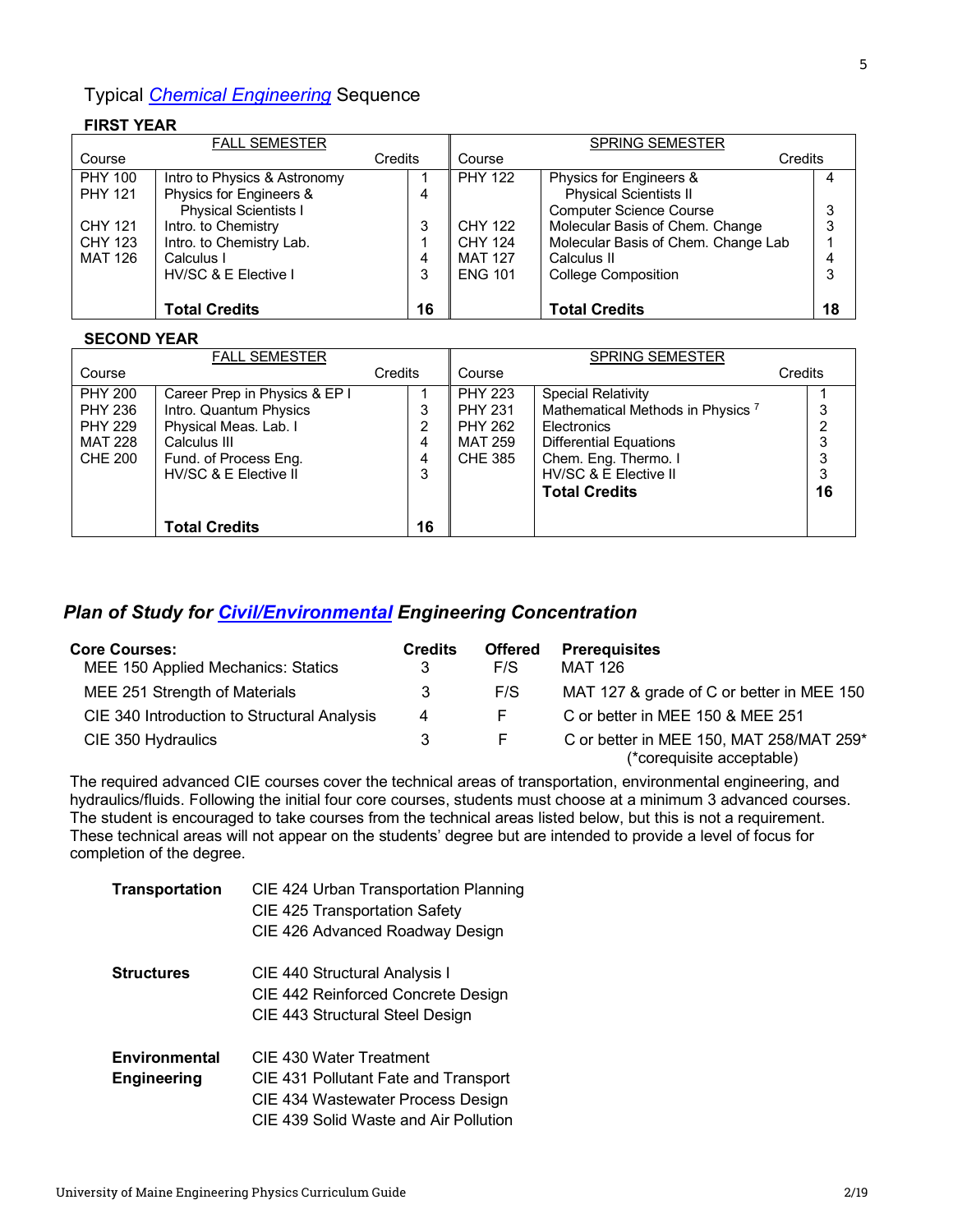## Typical Chemical Engineering Sequence

### FIRST YEAR

| FALL SEMESTER Course | | Credits | SPRING SEMESTER Course | | Credits |
|---|---|---|---|---|---|
| PHY 100 | Intro to Physics & Astronomy | 1 | PHY 122 | Physics for Engineers & Physical Scientists II | 4 |
| PHY 121 | Physics for Engineers & Physical Scientists I | 4 | | Computer Science Course | 3 |
| CHY 121 | Intro. to Chemistry | 3 | CHY 122 | Molecular Basis of Chem. Change | 3 |
| CHY 123 | Intro. to Chemistry Lab. | 1 | CHY 124 | Molecular Basis of Chem. Change Lab | 1 |
| MAT 126 | Calculus I | 4 | MAT 127 | Calculus II | 4 |
| | HV/SC & E Elective I | 3 | ENG 101 | College Composition | 3 |
| | **Total Credits** | **16** | | **Total Credits** | **18** |

### SECOND YEAR

| FALL SEMESTER Course | | Credits | SPRING SEMESTER Course | | Credits |
|---|---|---|---|---|---|
| PHY 200 | Career Prep in Physics & EP I | 1 | PHY 223 | Special Relativity | 1 |
| PHY 236 | Intro. Quantum Physics | 3 | PHY 231 | Mathematical Methods in Physics [7] | 3 |
| PHY 229 | Physical Meas. Lab. I | 2 | PHY 262 | Electronics | 2 |
| MAT 228 | Calculus III | 4 | MAT 259 | Differential Equations | 3 |
| CHE 200 | Fund. of Process Eng. | 4 | CHE 385 | Chem. Eng. Thermo. I | 3 |
| | HV/SC & E Elective II | 3 | | HV/SC & E Elective II | 3 |
| | | | | **Total Credits** | **16** |
| | **Total Credits** | **16** | | | |

## *Plan of Study for Civil/Environmental Engineering Concentration*

| Core Courses: | Credits | Offered | Prerequisites |
|---|---|---|---|
| MEE 150 Applied Mechanics: Statics | 3 | F/S | MAT 126 |
| MEE 251 Strength of Materials | 3 | F/S | MAT 127 & grade of C or better in MEE 150 |
| CIE 340 Introduction to Structural Analysis | 4 | F | C or better in MEE 150 & MEE 251 |
| CIE 350 Hydraulics | 3 | F | C or better in MEE 150, MAT 258/MAT 259* (*corequisite acceptable) |

The required advanced CIE courses cover the technical areas of transportation, environmental engineering, and hydraulics/fluids. Following the initial four core courses, students must choose at a minimum 3 advanced courses. The student is encouraged to take courses from the technical areas listed below, but this is not a requirement. These technical areas will not appear on the students' degree but are intended to provide a level of focus for completion of the degree.

**Transportation**
- CIE 424 Urban Transportation Planning
- CIE 425 Transportation Safety
- CIE 426 Advanced Roadway Design

**Structures**
- CIE 440 Structural Analysis I
- CIE 442 Reinforced Concrete Design
- CIE 443 Structural Steel Design

**Environmental Engineering**
- CIE 430 Water Treatment
- CIE 431 Pollutant Fate and Transport
- CIE 434 Wastewater Process Design
- CIE 439 Solid Waste and Air Pollution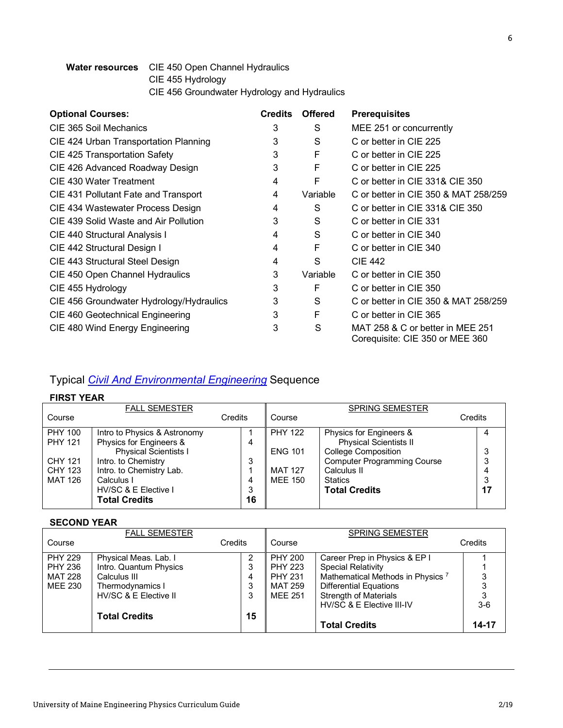**Water resources** CIE 450 Open Channel Hydraulics
CIE 455 Hydrology
CIE 456 Groundwater Hydrology and Hydraulics

| Optional Courses: | Credits | Offered | Prerequisites |
|---|---|---|---|
| CIE 365 Soil Mechanics | 3 | S | MEE 251 or concurrently |
| CIE 424 Urban Transportation Planning | 3 | S | C or better in CIE 225 |
| CIE 425 Transportation Safety | 3 | F | C or better in CIE 225 |
| CIE 426 Advanced Roadway Design | 3 | F | C or better in CIE 225 |
| CIE 430 Water Treatment | 4 | F | C or better in CIE 331& CIE 350 |
| CIE 431 Pollutant Fate and Transport | 4 | Variable | C or better in CIE 350 & MAT 258/259 |
| CIE 434 Wastewater Process Design | 4 | S | C or better in CIE 331& CIE 350 |
| CIE 439 Solid Waste and Air Pollution | 3 | S | C or better in CIE 331 |
| CIE 440 Structural Analysis I | 4 | S | C or better in CIE 340 |
| CIE 442 Structural Design I | 4 | F | C or better in CIE 340 |
| CIE 443 Structural Steel Design | 4 | S | CIE 442 |
| CIE 450 Open Channel Hydraulics | 3 | Variable | C or better in CIE 350 |
| CIE 455 Hydrology | 3 | F | C or better in CIE 350 |
| CIE 456 Groundwater Hydrology/Hydraulics | 3 | S | C or better in CIE 350 & MAT 258/259 |
| CIE 460 Geotechnical Engineering | 3 | F | C or better in CIE 365 |
| CIE 480 Wind Energy Engineering | 3 | S | MAT 258 & C or better in MEE 251<br>Corequisite: CIE 350 or MEE 360 |

## Typical *Civil And Environmental Engineering* Sequence

### FIRST YEAR

| FALL SEMESTER Course | | Credits | SPRING SEMESTER Course | | Credits |
|---|---|---|---|---|---|
| PHY 100 | Intro to Physics & Astronomy | 1 | PHY 122 | Physics for Engineers & Physical Scientists II | 4 |
| PHY 121 | Physics for Engineers & Physical Scientists I | 4 | ENG 101 | College Composition | 3 |
| CHY 121 | Intro. to Chemistry | 3 | | Computer Programming Course | 3 |
| CHY 123 | Intro. to Chemistry Lab. | 1 | MAT 127 | Calculus II | 4 |
| MAT 126 | Calculus I | 4 | MEE 150 | Statics | 3 |
| | HV/SC & E Elective I | 3 | | **Total Credits** | **17** |
| | **Total Credits** | **16** | | | |

### SECOND YEAR

| FALL SEMESTER Course | | Credits | SPRING SEMESTER Course | | Credits |
|---|---|---|---|---|---|
| PHY 229 | Physical Meas. Lab. I | 2 | PHY 200 | Career Prep in Physics & EP I | 1 |
| PHY 236 | Intro. Quantum Physics | 3 | PHY 223 | Special Relativity | 1 |
| MAT 228 | Calculus III | 4 | PHY 231 | Mathematical Methods in Physics [7] | 3 |
| MEE 230 | Thermodynamics I | 3 | MAT 259 | Differential Equations | 3 |
| | HV/SC & E Elective II | 3 | MEE 251 | Strength of Materials | 3 |
| | | | | HV/SC & E Elective III-IV | 3-6 |
| | **Total Credits** | **15** | | **Total Credits** | **14-17** |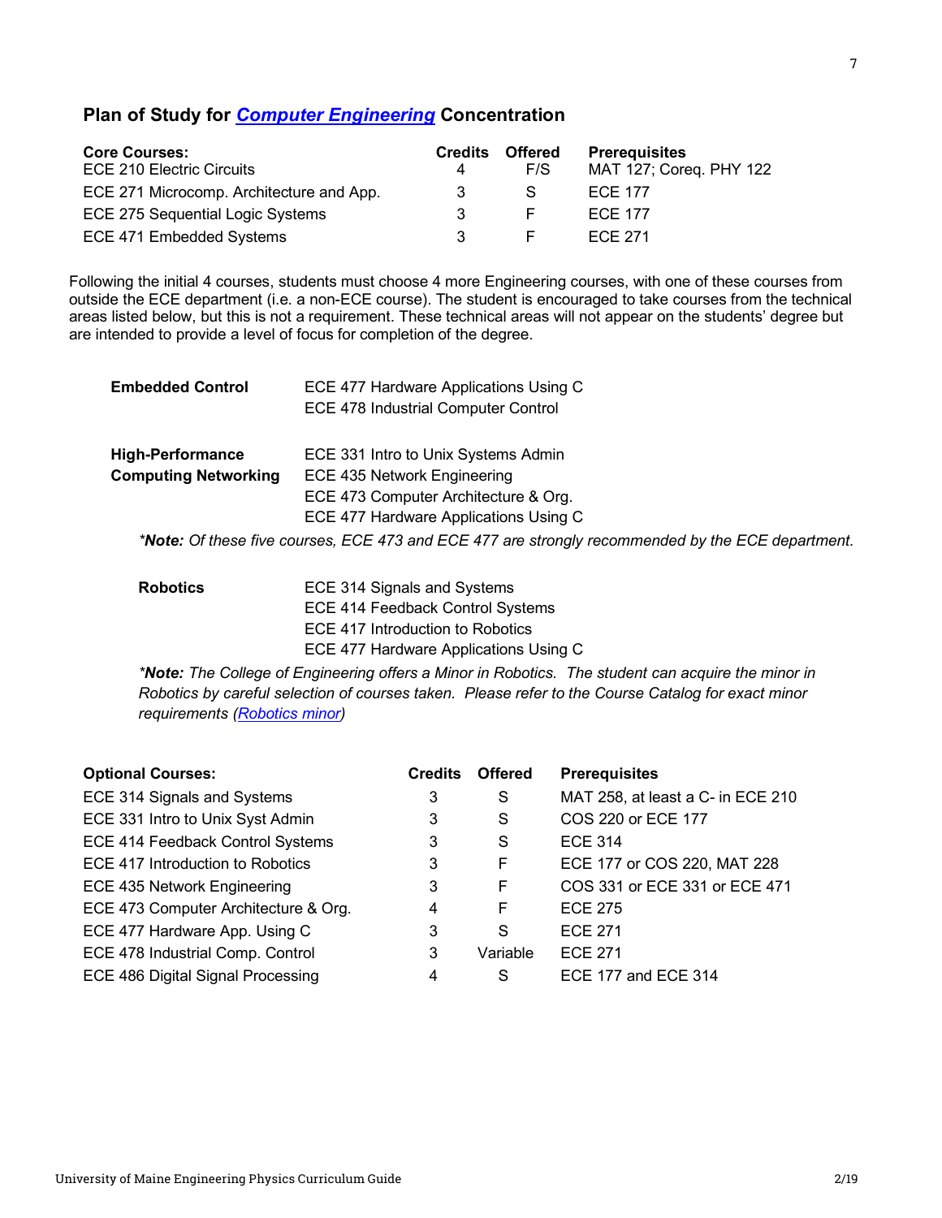## Plan of Study for *Computer Engineering* Concentration

| Core Courses: | Credits | Offered | Prerequisites |
|---|---|---|---|
| ECE 210 Electric Circuits | 4 | F/S | MAT 127; Coreq. PHY 122 |
| ECE 271 Microcomp. Architecture and App. | 3 | S | ECE 177 |
| ECE 275 Sequential Logic Systems | 3 | F | ECE 177 |
| ECE 471 Embedded Systems | 3 | F | ECE 271 |

Following the initial 4 courses, students must choose 4 more Engineering courses, with one of these courses from outside the ECE department (i.e. a non-ECE course). The student is encouraged to take courses from the technical areas listed below, but this is not a requirement. These technical areas will not appear on the students' degree but are intended to provide a level of focus for completion of the degree.

**Embedded Control**
- ECE 477 Hardware Applications Using C
- ECE 478 Industrial Computer Control

**High-Performance Computing Networking**
- ECE 331 Intro to Unix Systems Admin
- ECE 435 Network Engineering
- ECE 473 Computer Architecture & Org.
- ECE 477 Hardware Applications Using C

**Note:* *Of these five courses, ECE 473 and ECE 477 are strongly recommended by the ECE department.*

**Robotics**
- ECE 314 Signals and Systems
- ECE 414 Feedback Control Systems
- ECE 417 Introduction to Robotics
- ECE 477 Hardware Applications Using C

**Note:* *The College of Engineering offers a Minor in Robotics. The student can acquire the minor in Robotics by careful selection of courses taken. Please refer to the Course Catalog for exact minor requirements (Robotics minor)*

| Optional Courses: | Credits | Offered | Prerequisites |
|---|---|---|---|
| ECE 314 Signals and Systems | 3 | S | MAT 258, at least a C- in ECE 210 |
| ECE 331 Intro to Unix Syst Admin | 3 | S | COS 220 or ECE 177 |
| ECE 414 Feedback Control Systems | 3 | S | ECE 314 |
| ECE 417 Introduction to Robotics | 3 | F | ECE 177 or COS 220, MAT 228 |
| ECE 435 Network Engineering | 3 | F | COS 331 or ECE 331 or ECE 471 |
| ECE 473 Computer Architecture & Org. | 4 | F | ECE 275 |
| ECE 477 Hardware App. Using C | 3 | S | ECE 271 |
| ECE 478 Industrial Comp. Control | 3 | Variable | ECE 271 |
| ECE 486 Digital Signal Processing | 4 | S | ECE 177 and ECE 314 |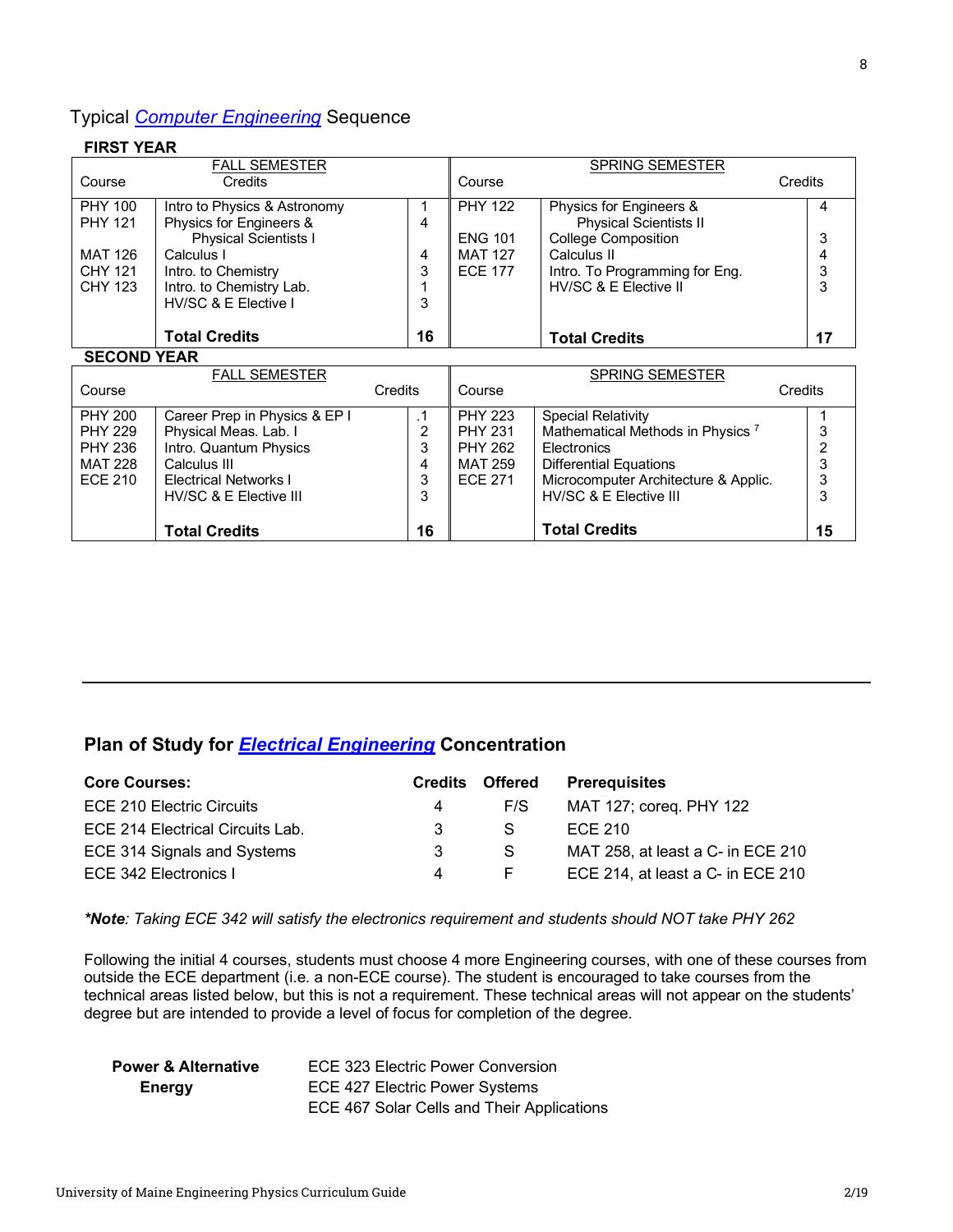## Typical *Computer Engineering* Sequence

**FIRST YEAR**

| FALL SEMESTER Course | | Credits | SPRING SEMESTER Course | | Credits |
|---|---|---|---|---|---|
| PHY 100 | Intro to Physics & Astronomy | 1 | PHY 122 | Physics for Engineers & Physical Scientists II | 4 |
| PHY 121 | Physics for Engineers & Physical Scientists I | 4 | ENG 101 | College Composition | 3 |
| MAT 126 | Calculus I | 4 | MAT 127 | Calculus II | 4 |
| CHY 121 | Intro. to Chemistry | 3 | ECE 177 | Intro. To Programming for Eng. | 3 |
| CHY 123 | Intro. to Chemistry Lab. | 1 | | HV/SC & E Elective II | 3 |
| | HV/SC & E Elective I | 3 | | | |
| | **Total Credits** | **16** | | **Total Credits** | **17** |

**SECOND YEAR**

| FALL SEMESTER Course | | Credits | SPRING SEMESTER Course | | Credits |
|---|---|---|---|---|---|
| PHY 200 | Career Prep in Physics & EP I | .1 | PHY 223 | Special Relativity | 1 |
| PHY 229 | Physical Meas. Lab. I | 2 | PHY 231 | Mathematical Methods in Physics [7] | 3 |
| PHY 236 | Intro. Quantum Physics | 3 | PHY 262 | Electronics | 2 |
| MAT 228 | Calculus III | 4 | MAT 259 | Differential Equations | 3 |
| ECE 210 | Electrical Networks I | 3 | ECE 271 | Microcomputer Architecture & Applic. | 3 |
| | HV/SC & E Elective III | 3 | | HV/SC & E Elective III | 3 |
| | **Total Credits** | **16** | | **Total Credits** | **15** |

---

## Plan of Study for *Electrical Engineering* Concentration

| **Core Courses:** | **Credits** | **Offered** | **Prerequisites** |
|---|---|---|---|
| ECE 210 Electric Circuits | 4 | F/S | MAT 127; coreq. PHY 122 |
| ECE 214 Electrical Circuits Lab. | 3 | S | ECE 210 |
| ECE 314 Signals and Systems | 3 | S | MAT 258, at least a C- in ECE 210 |
| ECE 342 Electronics I | 4 | F | ECE 214, at least a C- in ECE 210 |

****Note**: Taking ECE 342 will satisfy the electronics requirement and students should NOT take PHY 262*

Following the initial 4 courses, students must choose 4 more Engineering courses, with one of these courses from outside the ECE department (i.e. a non-ECE course). The student is encouraged to take courses from the technical areas listed below, but this is not a requirement. These technical areas will not appear on the students' degree but are intended to provide a level of focus for completion of the degree.

| | |
|---|---|
| **Power & Alternative Energy** | ECE 323 Electric Power Conversion |
| | ECE 427 Electric Power Systems |
| | ECE 467 Solar Cells and Their Applications |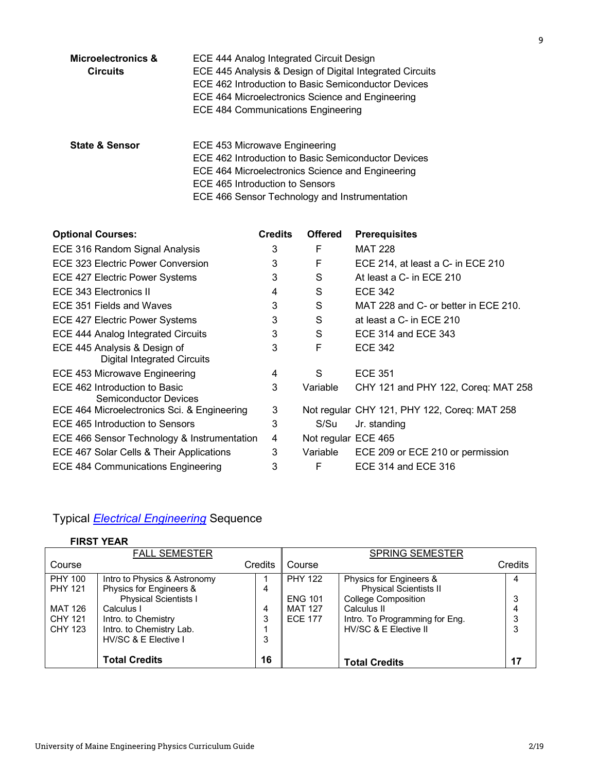**Microelectronics & Circuits**

- ECE 444 Analog Integrated Circuit Design
- ECE 445 Analysis & Design of Digital Integrated Circuits
- ECE 462 Introduction to Basic Semiconductor Devices
- ECE 464 Microelectronics Science and Engineering
- ECE 484 Communications Engineering

**State & Sensor**

- ECE 453 Microwave Engineering
- ECE 462 Introduction to Basic Semiconductor Devices
- ECE 464 Microelectronics Science and Engineering
- ECE 465 Introduction to Sensors
- ECE 466 Sensor Technology and Instrumentation

| **Optional Courses:** | **Credits** | **Offered** | **Prerequisites** |
|---|---|---|---|
| ECE 316 Random Signal Analysis | 3 | F | MAT 228 |
| ECE 323 Electric Power Conversion | 3 | F | ECE 214, at least a C- in ECE 210 |
| ECE 427 Electric Power Systems | 3 | S | At least a C- in ECE 210 |
| ECE 343 Electronics II | 4 | S | ECE 342 |
| ECE 351 Fields and Waves | 3 | S | MAT 228 and C- or better in ECE 210. |
| ECE 427 Electric Power Systems | 3 | S | at least a C- in ECE 210 |
| ECE 444 Analog Integrated Circuits | 3 | S | ECE 314 and ECE 343 |
| ECE 445 Analysis & Design of Digital Integrated Circuits | 3 | F | ECE 342 |
| ECE 453 Microwave Engineering | 4 | S | ECE 351 |
| ECE 462 Introduction to Basic Semiconductor Devices | 3 | Variable | CHY 121 and PHY 122, Coreq: MAT 258 |
| ECE 464 Microelectronics Sci. & Engineering | 3 | Not regular | CHY 121, PHY 122, Coreq: MAT 258 |
| ECE 465 Introduction to Sensors | 3 | S/Su | Jr. standing |
| ECE 466 Sensor Technology & Instrumentation | 4 | Not regular | ECE 465 |
| ECE 467 Solar Cells & Their Applications | 3 | Variable | ECE 209 or ECE 210 or permission |
| ECE 484 Communications Engineering | 3 | F | ECE 314 and ECE 316 |

## Typical *Electrical Engineering* Sequence

**FIRST YEAR**

| FALL SEMESTER | | | SPRING SEMESTER | | |
|---|---|---|---|---|---|
| Course | | Credits | Course | | Credits |
| PHY 100 | Intro to Physics & Astronomy | 1 | PHY 122 | Physics for Engineers & Physical Scientists II | 4 |
| PHY 121 | Physics for Engineers & Physical Scientists I | 4 | ENG 101 | College Composition | 3 |
| MAT 126 | Calculus I | 4 | MAT 127 | Calculus II | 4 |
| CHY 121 | Intro. to Chemistry | 3 | ECE 177 | Intro. To Programming for Eng. | 3 |
| CHY 123 | Intro. to Chemistry Lab. | 1 | | HV/SC & E Elective II | 3 |
| | HV/SC & E Elective I | 3 | | | |
| | **Total Credits** | **16** | | **Total Credits** | **17** |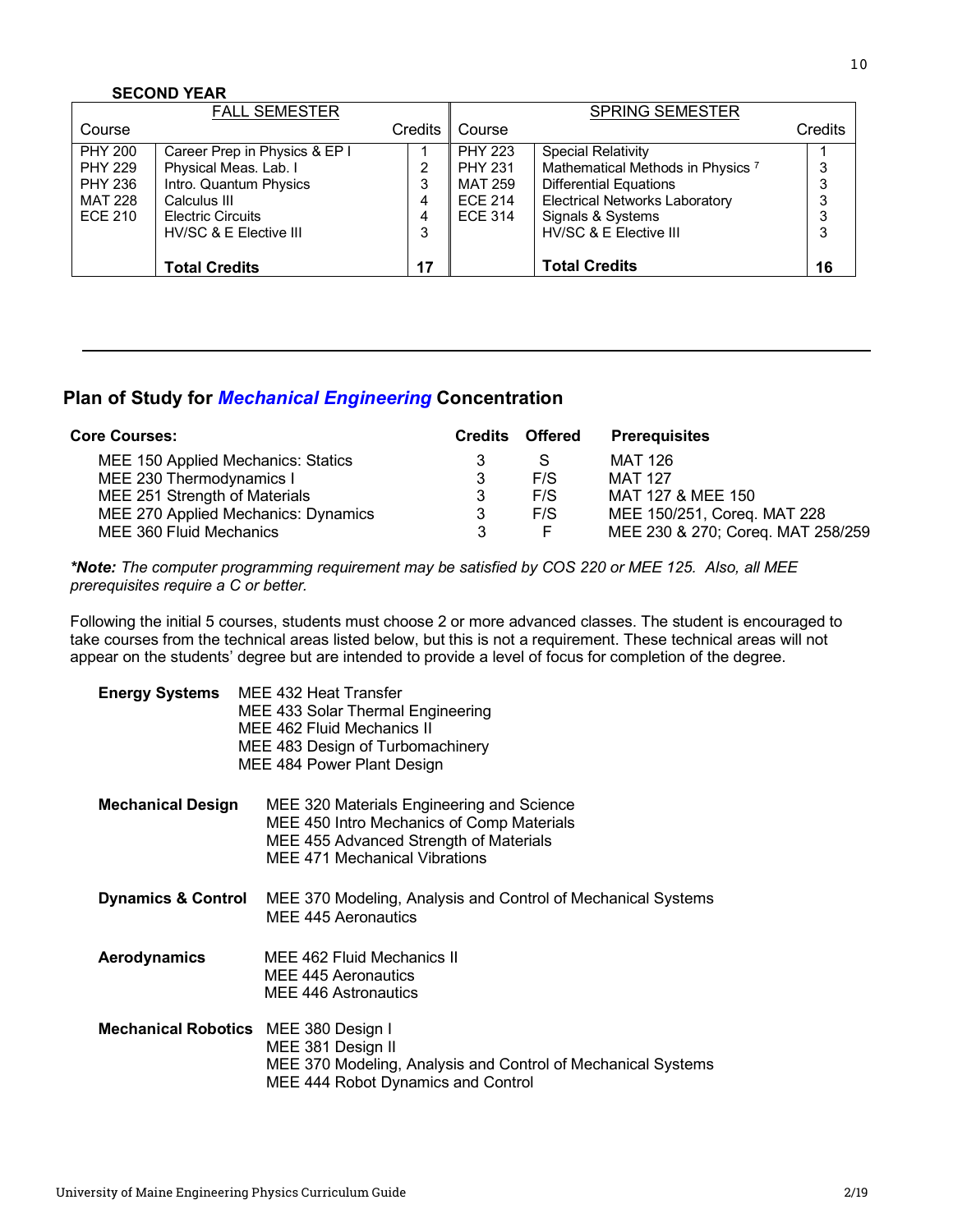**SECOND YEAR**

| FALL SEMESTER | | | SPRING SEMESTER | | |
|---|---|---|---|---|---|
| Course | | Credits | Course | | Credits |
| PHY 200 | Career Prep in Physics & EP I | 1 | PHY 223 | Special Relativity | 1 |
| PHY 229 | Physical Meas. Lab. I | 2 | PHY 231 | Mathematical Methods in Physics [7] | 3 |
| PHY 236 | Intro. Quantum Physics | 3 | MAT 259 | Differential Equations | 3 |
| MAT 228 | Calculus III | 4 | ECE 214 | Electrical Networks Laboratory | 3 |
| ECE 210 | Electric Circuits | 4 | ECE 314 | Signals & Systems | 3 |
| | HV/SC & E Elective III | 3 | | HV/SC & E Elective III | 3 |
| | **Total Credits** | **17** | | **Total Credits** | **16** |

---

## Plan of Study for *Mechanical Engineering* Concentration

| **Core Courses:** | **Credits** | **Offered** | **Prerequisites** |
|---|---|---|---|
| MEE 150 Applied Mechanics: Statics | 3 | S | MAT 126 |
| MEE 230 Thermodynamics I | 3 | F/S | MAT 127 |
| MEE 251 Strength of Materials | 3 | F/S | MAT 127 & MEE 150 |
| MEE 270 Applied Mechanics: Dynamics | 3 | F/S | MEE 150/251, Coreq. MAT 228 |
| MEE 360 Fluid Mechanics | 3 | F | MEE 230 & 270; Coreq. MAT 258/259 |

***Note:** *The computer programming requirement may be satisfied by COS 220 or MEE 125. Also, all MEE prerequisites require a C or better.*

Following the initial 5 courses, students must choose 2 or more advanced classes. The student is encouraged to take courses from the technical areas listed below, but this is not a requirement. These technical areas will not appear on the students' degree but are intended to provide a level of focus for completion of the degree.

**Energy Systems**
- MEE 432 Heat Transfer
- MEE 433 Solar Thermal Engineering
- MEE 462 Fluid Mechanics II
- MEE 483 Design of Turbomachinery
- MEE 484 Power Plant Design

**Mechanical Design**
- MEE 320 Materials Engineering and Science
- MEE 450 Intro Mechanics of Comp Materials
- MEE 455 Advanced Strength of Materials
- MEE 471 Mechanical Vibrations

**Dynamics & Control**
- MEE 370 Modeling, Analysis and Control of Mechanical Systems
- MEE 445 Aeronautics

**Aerodynamics**
- MEE 462 Fluid Mechanics II
- MEE 445 Aeronautics
- MEE 446 Astronautics

**Mechanical Robotics**
- MEE 380 Design I
- MEE 381 Design II
- MEE 370 Modeling, Analysis and Control of Mechanical Systems
- MEE 444 Robot Dynamics and Control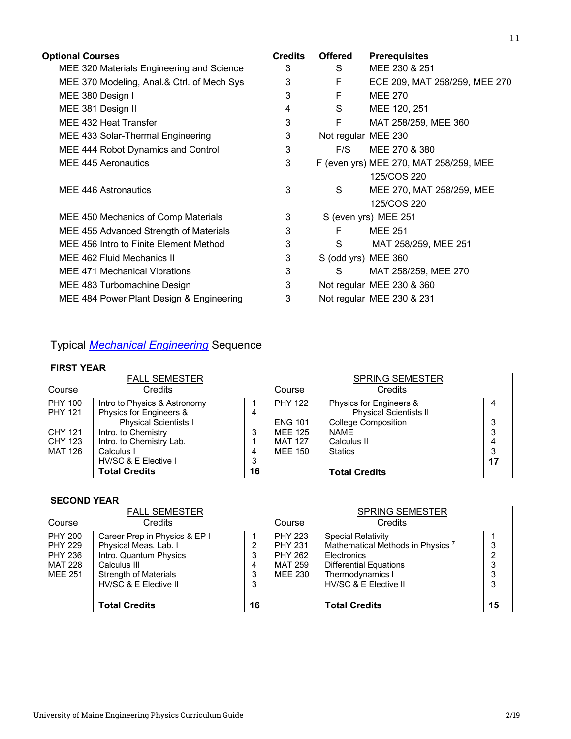| Optional Courses | Credits | Offered | Prerequisites |
|---|---|---|---|
| MEE 320 Materials Engineering and Science | 3 | S | MEE 230 & 251 |
| MEE 370 Modeling, Anal.& Ctrl. of Mech Sys | 3 | F | ECE 209, MAT 258/259, MEE 270 |
| MEE 380 Design I | 3 | F | MEE 270 |
| MEE 381 Design II | 4 | S | MEE 120, 251 |
| MEE 432 Heat Transfer | 3 | F | MAT 258/259, MEE 360 |
| MEE 433 Solar-Thermal Engineering | 3 | Not regular | MEE 230 |
| MEE 444 Robot Dynamics and Control | 3 | F/S | MEE 270 & 380 |
| MEE 445 Aeronautics | 3 | F (even yrs) | MEE 270, MAT 258/259, MEE 125/COS 220 |
| MEE 446 Astronautics | 3 | S | MEE 270, MAT 258/259, MEE 125/COS 220 |
| MEE 450 Mechanics of Comp Materials | 3 | S (even yrs) | MEE 251 |
| MEE 455 Advanced Strength of Materials | 3 | F | MEE 251 |
| MEE 456 Intro to Finite Element Method | 3 | S | MAT 258/259, MEE 251 |
| MEE 462 Fluid Mechanics II | 3 | S (odd yrs) | MEE 360 |
| MEE 471 Mechanical Vibrations | 3 | S | MAT 258/259, MEE 270 |
| MEE 483 Turbomachine Design | 3 | Not regular | MEE 230 & 360 |
| MEE 484 Power Plant Design & Engineering | 3 | Not regular | MEE 230 & 231 |

## Typical *Mechanical Engineering* Sequence

### FIRST YEAR

| FALL SEMESTER Course | Credits | | SPRING SEMESTER Course | Credits | |
|---|---|---|---|---|---|
| PHY 100 | Intro to Physics & Astronomy | 1 | PHY 122 | Physics for Engineers & Physical Scientists II | 4 |
| PHY 121 | Physics for Engineers & Physical Scientists I | 4 | ENG 101 | College Composition | 3 |
| CHY 121 | Intro. to Chemistry | 3 | MEE 125 | NAME | 3 |
| CHY 123 | Intro. to Chemistry Lab. | 1 | MAT 127 | Calculus II | 4 |
| MAT 126 | Calculus I | 4 | MEE 150 | Statics | 3 |
| | HV/SC & E Elective I | 3 | | | |
| | **Total Credits** | **16** | | **Total Credits** | **17** |

### SECOND YEAR

| FALL SEMESTER Course | Credits | | SPRING SEMESTER Course | Credits | |
|---|---|---|---|---|---|
| PHY 200 | Career Prep in Physics & EP I | 1 | PHY 223 | Special Relativity | 1 |
| PHY 229 | Physical Meas. Lab. I | 2 | PHY 231 | Mathematical Methods in Physics [7] | 3 |
| PHY 236 | Intro. Quantum Physics | 3 | PHY 262 | Electronics | 2 |
| MAT 228 | Calculus III | 4 | MAT 259 | Differential Equations | 3 |
| MEE 251 | Strength of Materials | 3 | MEE 230 | Thermodynamics I | 3 |
| | HV/SC & E Elective II | 3 | | HV/SC & E Elective II | 3 |
| | **Total Credits** | **16** | | **Total Credits** | **15** |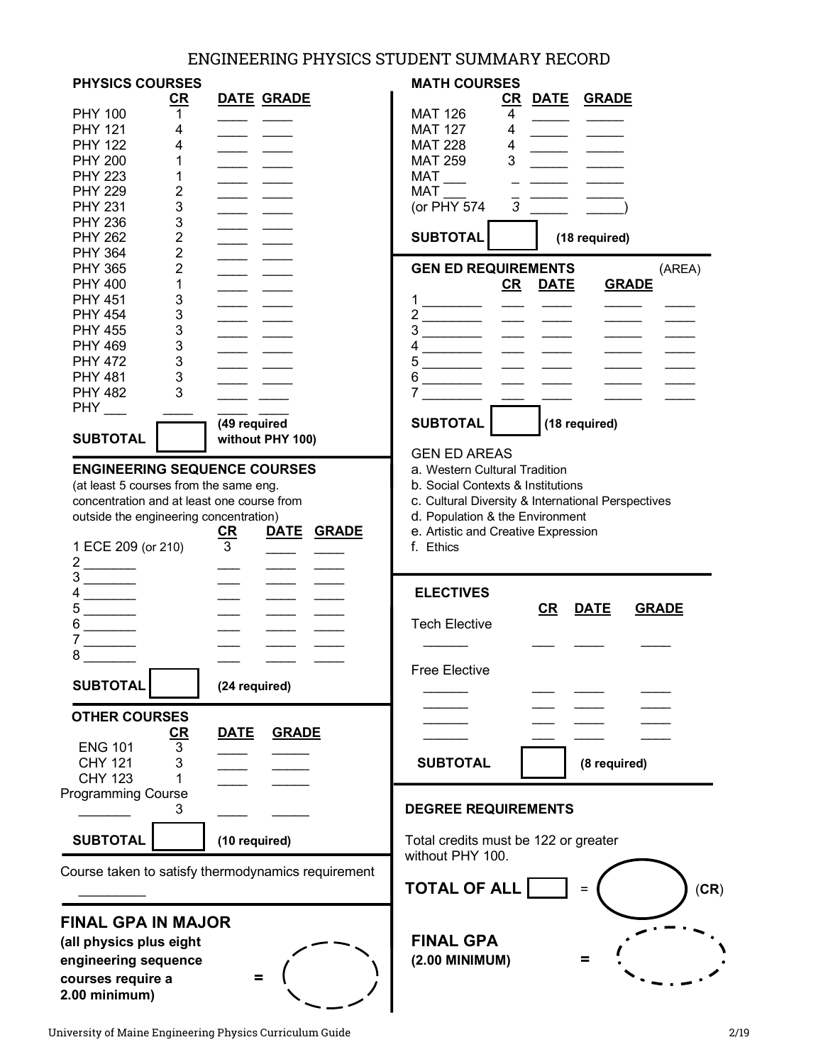# ENGINEERING PHYSICS STUDENT SUMMARY RECORD

## PHYSICS COURSES

| | CR | DATE | GRADE |
|---|---|---|---|
| PHY 100 | 1 | ____ | ____ |
| PHY 121 | 4 | ____ | ____ |
| PHY 122 | 4 | ____ | ____ |
| PHY 200 | 1 | ____ | ____ |
| PHY 223 | 1 | ____ | ____ |
| PHY 229 | 2 | ____ | ____ |
| PHY 231 | 3 | ____ | ____ |
| PHY 236 | 3 | ____ | ____ |
| PHY 262 | 2 | ____ | ____ |
| PHY 364 | 2 | ____ | ____ |
| PHY 365 | 2 | ____ | ____ |
| PHY 400 | 1 | ____ | ____ |
| PHY 451 | 3 | ____ | ____ |
| PHY 454 | 3 | ____ | ____ |
| PHY 455 | 3 | ____ | ____ |
| PHY 469 | 3 | ____ | ____ |
| PHY 472 | 3 | ____ | ____ |
| PHY 481 | 3 | ____ | ____ |
| PHY 482 | 3 | ____ | ____ |
| PHY ___ | ____ | ____ | ____ |

**SUBTOTAL** [ ] **(49 required without PHY 100)**

## ENGINEERING SEQUENCE COURSES

(at least 5 courses from the same eng. concentration and at least one course from outside the engineering concentration)

| | CR | DATE | GRADE |
|---|---|---|---|
| 1 ECE 209 (or 210) | 3 | ____ | ____ |
| 2 _______ | ___ | ____ | ____ |
| 3 _______ | ___ | ____ | ____ |
| 4 _______ | ___ | ____ | ____ |
| 5 _______ | ___ | ____ | ____ |
| 6 _______ | ___ | ____ | ____ |
| 7 _______ | ___ | ____ | ____ |
| 8 _______ | ___ | ____ | ____ |

**SUBTOTAL** [ ] **(24 required)**

## OTHER COURSES

| | CR | DATE | GRADE |
|---|---|---|---|
| ENG 101 | 3 | ____ | _____ |
| CHY 121 | 3 | ____ | _____ |
| CHY 123 | 1 | ____ | _____ |
| Programming Course _______ | 3 | ____ | _____ |

**SUBTOTAL** [ ] **(10 required)**

Course taken to satisfy thermodynamics requirement _________

## FINAL GPA IN MAJOR

**(all physics plus eight engineering sequence courses require a 2.00 minimum)** = ( )

## MATH COURSES

| | CR | DATE | GRADE |
|---|---|---|---|
| MAT 126 | 4 | _____ | _____ |
| MAT 127 | 4 | _____ | _____ |
| MAT 228 | 4 | _____ | _____ |
| MAT 259 | 3 | _____ | _____ |
| MAT ___ | _ | _____ | _____ |
| MAT ___ | _ | _____ | _____ |
| (or PHY 574 | *3* | _____ | _____) |

**SUBTOTAL** [ ] **(18 required)**

## GEN ED REQUIREMENTS

| | CR | DATE | GRADE | (AREA) |
|---|---|---|---|---|
| 1 ________ | ___ | ____ | _____ | ____ |
| 2 ________ | ___ | ____ | _____ | ____ |
| 3 ________ | ___ | ____ | _____ | ____ |
| 4 ________ | ___ | ____ | _____ | ____ |
| 5 ________ | ___ | ____ | _____ | ____ |
| 6 ________ | ___ | ____ | _____ | ____ |
| 7 ________ | ___ | ____ | _____ | ____ |

**SUBTOTAL** [ ] **(18 required)**

GEN ED AREAS

a. Western Cultural Tradition
b. Social Contexts & Institutions
c. Cultural Diversity & International Perspectives
d. Population & the Environment
e. Artistic and Creative Expression
f. Ethics

## ELECTIVES

| | CR | DATE | GRADE |
|---|---|---|---|
| Tech Elective | | | |
| ______ | ___ | ____ | ____ |
| Free Elective | | | |
| ______ | ___ | ____ | ____ |
| ______ | ___ | ____ | ____ |
| ______ | ___ | ____ | ____ |
| ______ | ___ | ____ | ____ |

**SUBTOTAL** [ ] **(8 required)**

## DEGREE REQUIREMENTS

Total credits must be 122 or greater without PHY 100.

**TOTAL OF ALL** [ ] = ( ) (**CR**)

**FINAL GPA (2.00 MINIMUM)** = ( )